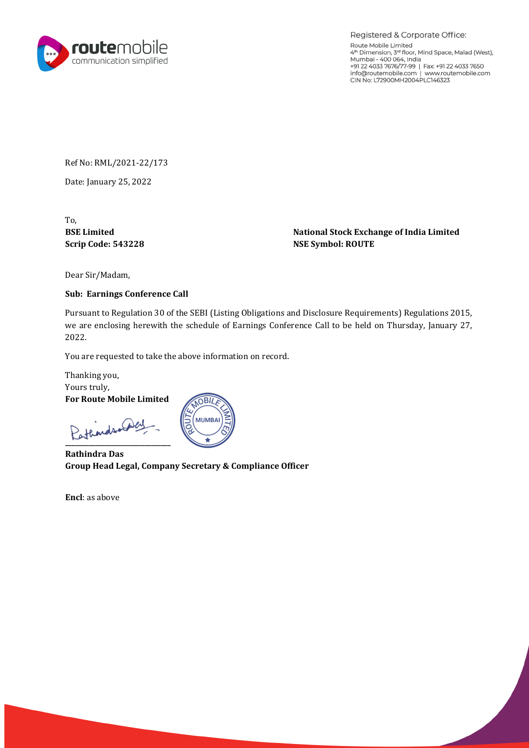Registered & Corporate Office:

Route Mobile Limited
4th Dimension, 3rd floor, Mind Space, Malad (West),
Mumbai - 400 064, India
+91 22 4033 7676/77-99 | Fax: +91 22 4033 7650
info@routemobile.com | www.routemobile.com
CIN No: L72900MH2004PLC146323

Ref No: RML/2021-22/173

Date: January 25, 2022

To,

**BSE Limited**
**Scrip Code: 543228**

**National Stock Exchange of India Limited**
**NSE Symbol: ROUTE**

Dear Sir/Madam,

**Sub: Earnings Conference Call**

Pursuant to Regulation 30 of the SEBI (Listing Obligations and Disclosure Requirements) Regulations 2015, we are enclosing herewith the schedule of Earnings Conference Call to be held on Thursday, January 27, 2022.

You are requested to take the above information on record.

Thanking you,
Yours truly,
**For Route Mobile Limited**

**Rathindra Das**
**Group Head Legal, Company Secretary & Compliance Officer**

**Encl**: as above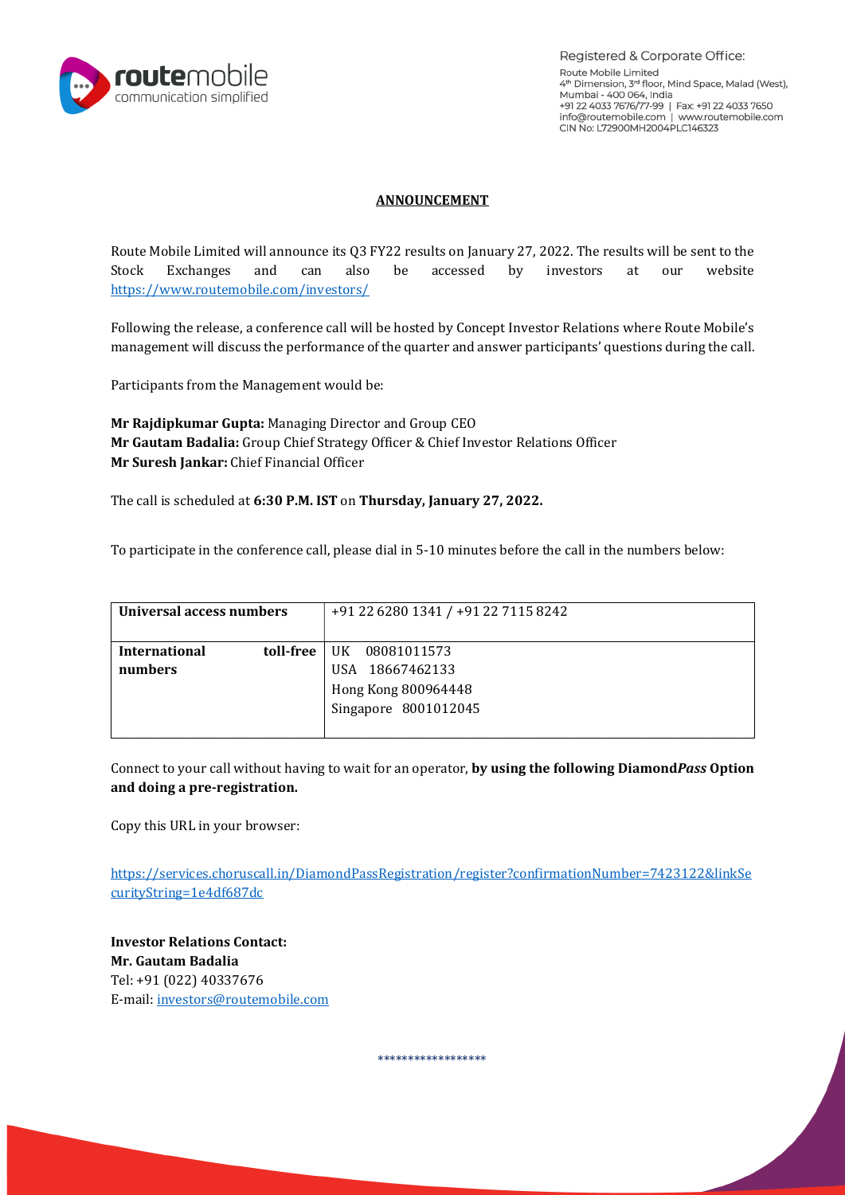Registered & Corporate Office:
Route Mobile Limited
4th Dimension, 3rd floor, Mind Space, Malad (West),
Mumbai - 400 064, India
+91 22 4033 7676/77-99 | Fax: +91 22 4033 7650
info@routemobile.com | www.routemobile.com
CIN No: L72900MH2004PLC146323

## ANNOUNCEMENT

Route Mobile Limited will announce its Q3 FY22 results on January 27, 2022. The results will be sent to the Stock Exchanges and can also be accessed by investors at our website https://www.routemobile.com/investors/

Following the release, a conference call will be hosted by Concept Investor Relations where Route Mobile's management will discuss the performance of the quarter and answer participants' questions during the call.

Participants from the Management would be:

**Mr Rajdipkumar Gupta:** Managing Director and Group CEO
**Mr Gautam Badalia:** Group Chief Strategy Officer & Chief Investor Relations Officer
**Mr Suresh Jankar:** Chief Financial Officer

The call is scheduled at **6:30 P.M. IST** on **Thursday, January 27, 2022.**

To participate in the conference call, please dial in 5-10 minutes before the call in the numbers below:

| | |
|---|---|
| **Universal access numbers** | +91 22 6280 1341 / +91 22 7115 8242 |
| **International toll-free numbers** | UK 08081011573<br>USA 18667462133<br>Hong Kong 800964448<br>Singapore 8001012045 |

Connect to your call without having to wait for an operator, **by using the following Diamond*Pass* Option and doing a pre-registration.**

Copy this URL in your browser:

https://services.choruscall.in/DiamondPassRegistration/register?confirmationNumber=7423122&linkSecurityString=1e4df687dc

**Investor Relations Contact:**
**Mr. Gautam Badalia**
Tel: +91 (022) 40337676
E-mail: investors@routemobile.com

*****************